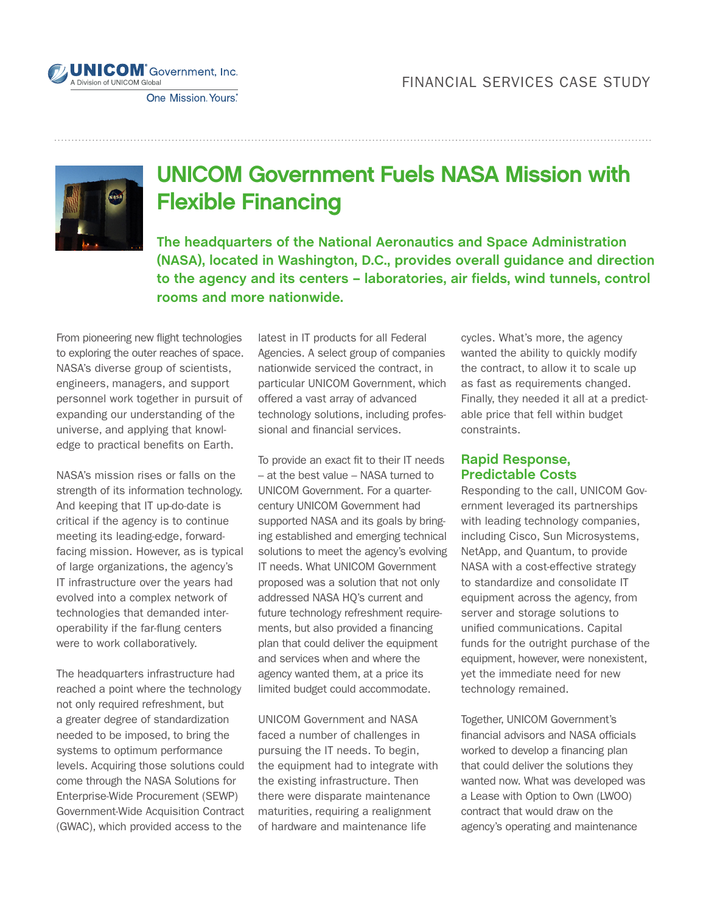UNICOM® Government, Inc.
A Division of UNICOM Global
One Mission. Yours.®

FINANCIAL SERVICES CASE STUDY

# UNICOM Government Fuels NASA Mission with Flexible Financing

**The headquarters of the National Aeronautics and Space Administration (NASA), located in Washington, D.C., provides overall guidance and direction to the agency and its centers – laboratories, air fields, wind tunnels, control rooms and more nationwide.**

From pioneering new flight technologies to exploring the outer reaches of space. NASA's diverse group of scientists, engineers, managers, and support personnel work together in pursuit of expanding our understanding of the universe, and applying that knowledge to practical benefits on Earth.

NASA's mission rises or falls on the strength of its information technology. And keeping that IT up-do-date is critical if the agency is to continue meeting its leading-edge, forward-facing mission. However, as is typical of large organizations, the agency's IT infrastructure over the years had evolved into a complex network of technologies that demanded interoperability if the far-flung centers were to work collaboratively.

The headquarters infrastructure had reached a point where the technology not only required refreshment, but a greater degree of standardization needed to be imposed, to bring the systems to optimum performance levels. Acquiring those solutions could come through the NASA Solutions for Enterprise-Wide Procurement (SEWP) Government-Wide Acquisition Contract (GWAC), which provided access to the latest in IT products for all Federal Agencies. A select group of companies nationwide serviced the contract, in particular UNICOM Government, which offered a vast array of advanced technology solutions, including professional and financial services.

To provide an exact fit to their IT needs – at the best value – NASA turned to UNICOM Government. For a quarter-century UNICOM Government had supported NASA and its goals by bringing established and emerging technical solutions to meet the agency's evolving IT needs. What UNICOM Government proposed was a solution that not only addressed NASA HQ's current and future technology refreshment requirements, but also provided a financing plan that could deliver the equipment and services when and where the agency wanted them, at a price its limited budget could accommodate.

UNICOM Government and NASA faced a number of challenges in pursuing the IT needs. To begin, the equipment had to integrate with the existing infrastructure. Then there were disparate maintenance maturities, requiring a realignment of hardware and maintenance life cycles. What's more, the agency wanted the ability to quickly modify the contract, to allow it to scale up as fast as requirements changed. Finally, they needed it all at a predictable price that fell within budget constraints.

## Rapid Response, Predictable Costs

Responding to the call, UNICOM Government leveraged its partnerships with leading technology companies, including Cisco, Sun Microsystems, NetApp, and Quantum, to provide NASA with a cost-effective strategy to standardize and consolidate IT equipment across the agency, from server and storage solutions to unified communications. Capital funds for the outright purchase of the equipment, however, were nonexistent, yet the immediate need for new technology remained.

Together, UNICOM Government's financial advisors and NASA officials worked to develop a financing plan that could deliver the solutions they wanted now. What was developed was a Lease with Option to Own (LWOO) contract that would draw on the agency's operating and maintenance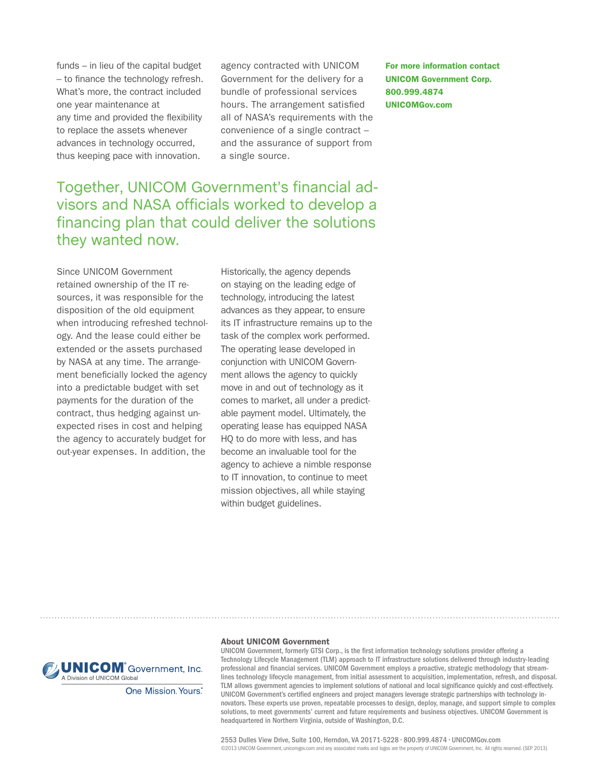funds – in lieu of the capital budget – to finance the technology refresh. What's more, the contract included one year maintenance at any time and provided the flexibility to replace the assets whenever advances in technology occurred, thus keeping pace with innovation.

agency contracted with UNICOM Government for the delivery for a bundle of professional services hours. The arrangement satisfied all of NASA's requirements with the convenience of a single contract – and the assurance of support from a single source.

**For more information contact**
**UNICOM Government Corp.**
**800.999.4874**
**UNICOMGov.com**

## Together, UNICOM Government's financial advisors and NASA officials worked to develop a financing plan that could deliver the solutions they wanted now.

Since UNICOM Government retained ownership of the IT resources, it was responsible for the disposition of the old equipment when introducing refreshed technology. And the lease could either be extended or the assets purchased by NASA at any time. The arrangement beneficially locked the agency into a predictable budget with set payments for the duration of the contract, thus hedging against unexpected rises in cost and helping the agency to accurately budget for out-year expenses. In addition, the

Historically, the agency depends on staying on the leading edge of technology, introducing the latest advances as they appear, to ensure its IT infrastructure remains up to the task of the complex work performed. The operating lease developed in conjunction with UNICOM Government allows the agency to quickly move in and out of technology as it comes to market, all under a predictable payment model. Ultimately, the operating lease has equipped NASA HQ to do more with less, and has become an invaluable tool for the agency to achieve a nimble response to IT innovation, to continue to meet mission objectives, all while staying within budget guidelines.

UNICOM® Government, Inc.
A Division of UNICOM Global
One Mission. Yours.®

### About UNICOM Government

UNICOM Government, formerly GTSI Corp., is the first information technology solutions provider offering a Technology Lifecycle Management (TLM) approach to IT infrastructure solutions delivered through industry-leading professional and financial services. UNICOM Government employs a proactive, strategic methodology that streamlines technology lifecycle management, from initial assessment to acquisition, implementation, refresh, and disposal. TLM allows government agencies to implement solutions of national and local significance quickly and cost-effectively. UNICOM Government's certified engineers and project managers leverage strategic partnerships with technology innovators. These experts use proven, repeatable processes to design, deploy, manage, and support simple to complex solutions, to meet governments' current and future requirements and business objectives. UNICOM Government is headquartered in Northern Virginia, outside of Washington, D.C.

2553 Dulles View Drive, Suite 100, Herndon, VA 20171-5228 · 800.999.4874 · UNICOMGov.com
©2013 UNICOM Government, unicomgov.com and any associated marks and logos are the property of UNICOM Government, Inc. All rights reserved. (SEP 2013)